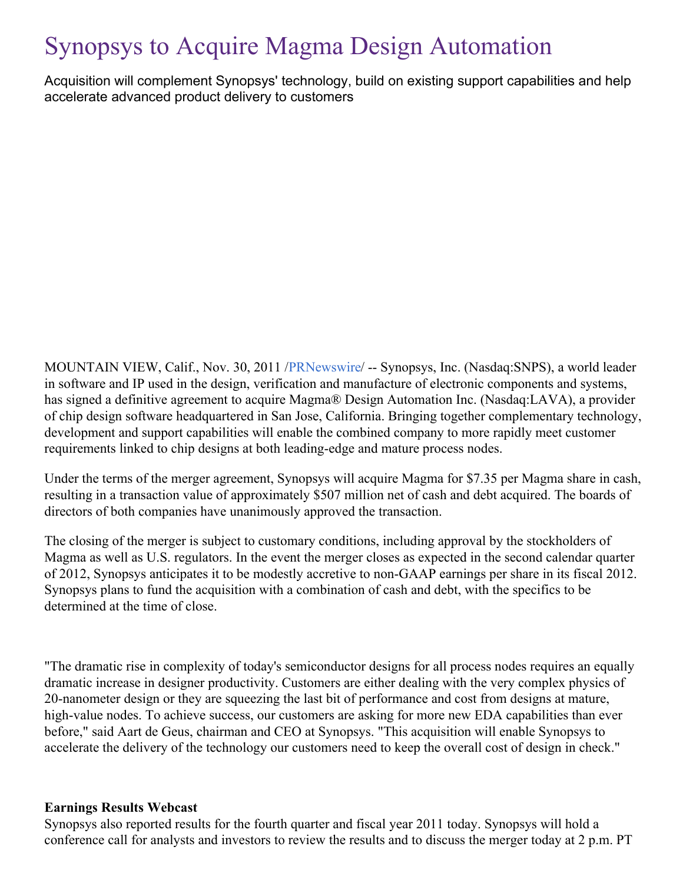# Synopsys to Acquire Magma Design Automation

Acquisition will complement Synopsys' technology, build on existing support capabilities and help accelerate advanced product delivery to customers

MOUNTAIN VIEW, Calif., Nov. 30, 2011 /PRNewswire/ -- Synopsys, Inc. (Nasdaq:SNPS), a world leader in software and IP used in the design, verification and manufacture of electronic components and systems, has signed a definitive agreement to acquire Magma® Design Automation Inc. (Nasdaq:LAVA), a provider of chip design software headquartered in San Jose, California. Bringing together complementary technology, development and support capabilities will enable the combined company to more rapidly meet customer requirements linked to chip designs at both leading-edge and mature process nodes.

Under the terms of the merger agreement, Synopsys will acquire Magma for $7.35 per Magma share in cash, resulting in a transaction value of approximately $507 million net of cash and debt acquired. The boards of directors of both companies have unanimously approved the transaction.

The closing of the merger is subject to customary conditions, including approval by the stockholders of Magma as well as U.S. regulators. In the event the merger closes as expected in the second calendar quarter of 2012, Synopsys anticipates it to be modestly accretive to non-GAAP earnings per share in its fiscal 2012. Synopsys plans to fund the acquisition with a combination of cash and debt, with the specifics to be determined at the time of close.

"The dramatic rise in complexity of today's semiconductor designs for all process nodes requires an equally dramatic increase in designer productivity. Customers are either dealing with the very complex physics of 20-nanometer design or they are squeezing the last bit of performance and cost from designs at mature, high-value nodes. To achieve success, our customers are asking for more new EDA capabilities than ever before," said Aart de Geus, chairman and CEO at Synopsys. "This acquisition will enable Synopsys to accelerate the delivery of the technology our customers need to keep the overall cost of design in check."

**Earnings Results Webcast**

Synopsys also reported results for the fourth quarter and fiscal year 2011 today. Synopsys will hold a conference call for analysts and investors to review the results and to discuss the merger today at 2 p.m. PT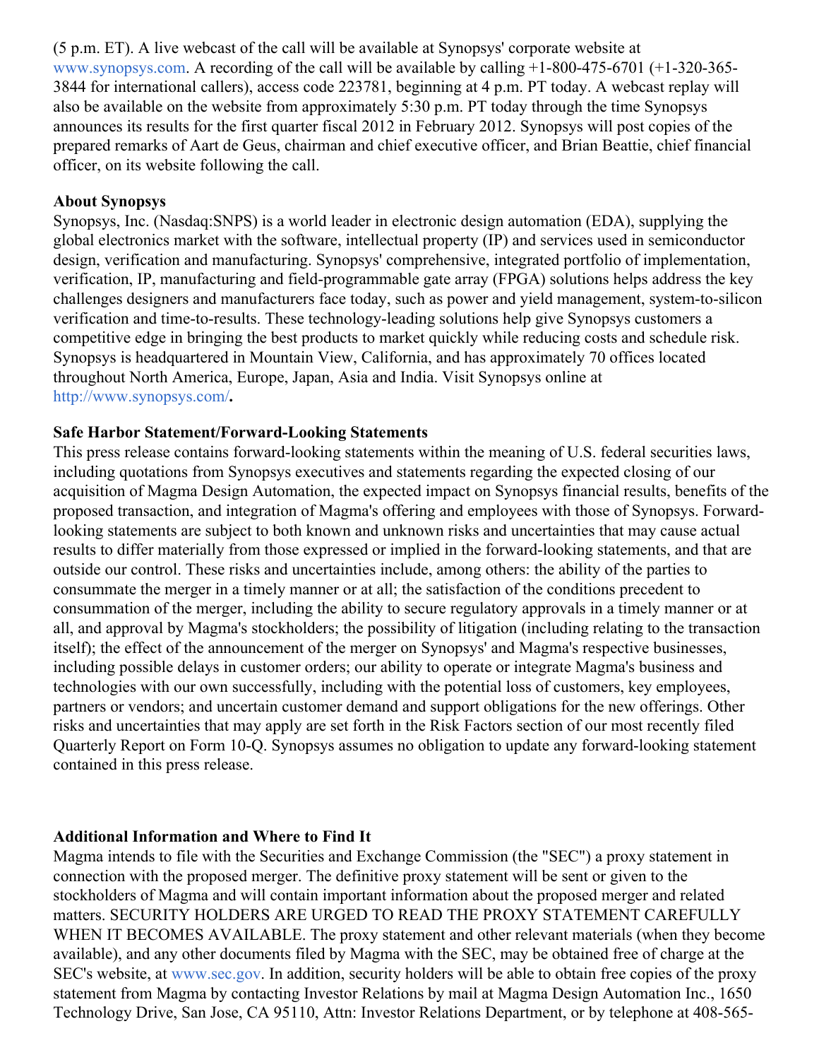(5 p.m. ET). A live webcast of the call will be available at Synopsys' corporate website at www.synopsys.com. A recording of the call will be available by calling +1-800-475-6701 (+1-320-365-3844 for international callers), access code 223781, beginning at 4 p.m. PT today. A webcast replay will also be available on the website from approximately 5:30 p.m. PT today through the time Synopsys announces its results for the first quarter fiscal 2012 in February 2012. Synopsys will post copies of the prepared remarks of Aart de Geus, chairman and chief executive officer, and Brian Beattie, chief financial officer, on its website following the call.

**About Synopsys**
Synopsys, Inc. (Nasdaq:SNPS) is a world leader in electronic design automation (EDA), supplying the global electronics market with the software, intellectual property (IP) and services used in semiconductor design, verification and manufacturing. Synopsys' comprehensive, integrated portfolio of implementation, verification, IP, manufacturing and field-programmable gate array (FPGA) solutions helps address the key challenges designers and manufacturers face today, such as power and yield management, system-to-silicon verification and time-to-results. These technology-leading solutions help give Synopsys customers a competitive edge in bringing the best products to market quickly while reducing costs and schedule risk. Synopsys is headquartered in Mountain View, California, and has approximately 70 offices located throughout North America, Europe, Japan, Asia and India. Visit Synopsys online at http://www.synopsys.com/**.**

**Safe Harbor Statement/Forward-Looking Statements**
This press release contains forward-looking statements within the meaning of U.S. federal securities laws, including quotations from Synopsys executives and statements regarding the expected closing of our acquisition of Magma Design Automation, the expected impact on Synopsys financial results, benefits of the proposed transaction, and integration of Magma's offering and employees with those of Synopsys. Forward-looking statements are subject to both known and unknown risks and uncertainties that may cause actual results to differ materially from those expressed or implied in the forward-looking statements, and that are outside our control. These risks and uncertainties include, among others: the ability of the parties to consummate the merger in a timely manner or at all; the satisfaction of the conditions precedent to consummation of the merger, including the ability to secure regulatory approvals in a timely manner or at all, and approval by Magma's stockholders; the possibility of litigation (including relating to the transaction itself); the effect of the announcement of the merger on Synopsys' and Magma's respective businesses, including possible delays in customer orders; our ability to operate or integrate Magma's business and technologies with our own successfully, including with the potential loss of customers, key employees, partners or vendors; and uncertain customer demand and support obligations for the new offerings. Other risks and uncertainties that may apply are set forth in the Risk Factors section of our most recently filed Quarterly Report on Form 10-Q. Synopsys assumes no obligation to update any forward-looking statement contained in this press release.

**Additional Information and Where to Find It**
Magma intends to file with the Securities and Exchange Commission (the "SEC") a proxy statement in connection with the proposed merger. The definitive proxy statement will be sent or given to the stockholders of Magma and will contain important information about the proposed merger and related matters. SECURITY HOLDERS ARE URGED TO READ THE PROXY STATEMENT CAREFULLY WHEN IT BECOMES AVAILABLE. The proxy statement and other relevant materials (when they become available), and any other documents filed by Magma with the SEC, may be obtained free of charge at the SEC's website, at www.sec.gov. In addition, security holders will be able to obtain free copies of the proxy statement from Magma by contacting Investor Relations by mail at Magma Design Automation Inc., 1650 Technology Drive, San Jose, CA 95110, Attn: Investor Relations Department, or by telephone at 408-565-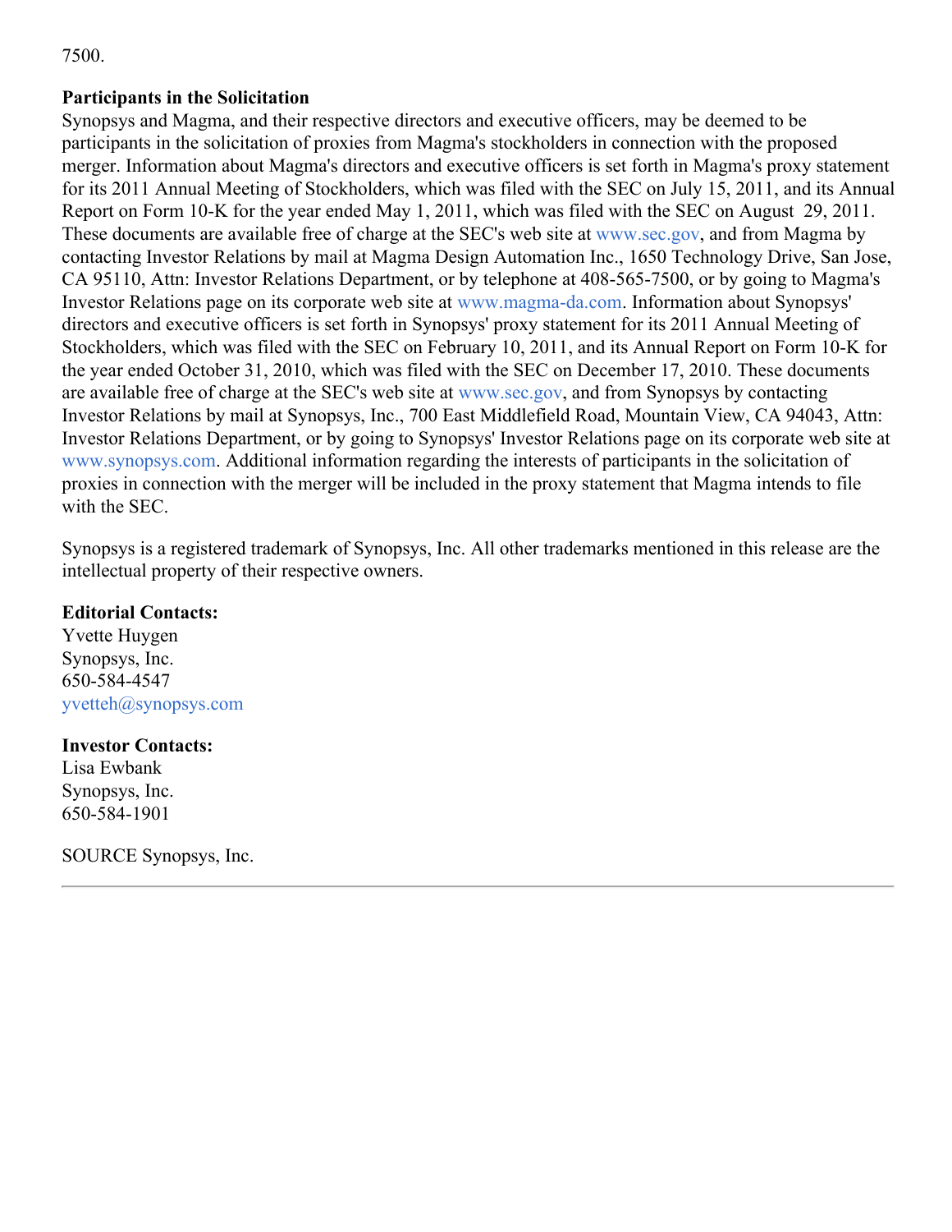7500.

**Participants in the Solicitation**

Synopsys and Magma, and their respective directors and executive officers, may be deemed to be participants in the solicitation of proxies from Magma's stockholders in connection with the proposed merger. Information about Magma's directors and executive officers is set forth in Magma's proxy statement for its 2011 Annual Meeting of Stockholders, which was filed with the SEC on July 15, 2011, and its Annual Report on Form 10-K for the year ended May 1, 2011, which was filed with the SEC on August 29, 2011. These documents are available free of charge at the SEC's web site at www.sec.gov, and from Magma by contacting Investor Relations by mail at Magma Design Automation Inc., 1650 Technology Drive, San Jose, CA 95110, Attn: Investor Relations Department, or by telephone at 408-565-7500, or by going to Magma's Investor Relations page on its corporate web site at www.magma-da.com. Information about Synopsys' directors and executive officers is set forth in Synopsys' proxy statement for its 2011 Annual Meeting of Stockholders, which was filed with the SEC on February 10, 2011, and its Annual Report on Form 10-K for the year ended October 31, 2010, which was filed with the SEC on December 17, 2010. These documents are available free of charge at the SEC's web site at www.sec.gov, and from Synopsys by contacting Investor Relations by mail at Synopsys, Inc., 700 East Middlefield Road, Mountain View, CA 94043, Attn: Investor Relations Department, or by going to Synopsys' Investor Relations page on its corporate web site at www.synopsys.com. Additional information regarding the interests of participants in the solicitation of proxies in connection with the merger will be included in the proxy statement that Magma intends to file with the SEC.

Synopsys is a registered trademark of Synopsys, Inc. All other trademarks mentioned in this release are the intellectual property of their respective owners.

**Editorial Contacts:**
Yvette Huygen
Synopsys, Inc.
650-584-4547
yvetteh@synopsys.com

**Investor Contacts:**
Lisa Ewbank
Synopsys, Inc.
650-584-1901

SOURCE Synopsys, Inc.